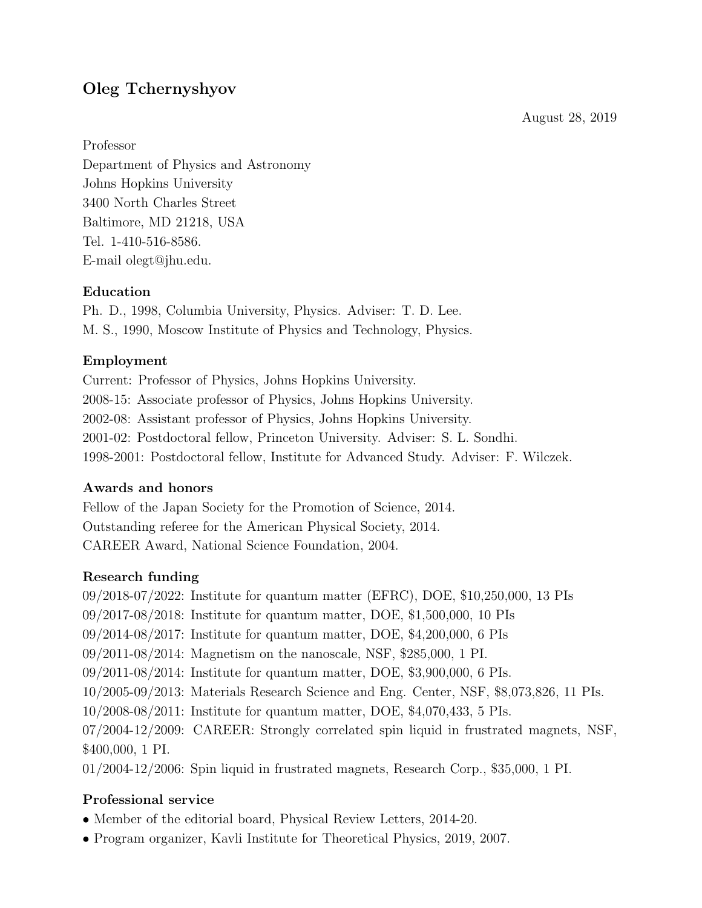# Oleg Tchernyshyov

August 28, 2019

Professor
Department of Physics and Astronomy
Johns Hopkins University
3400 North Charles Street
Baltimore, MD 21218, USA
Tel. 1-410-516-8586.
E-mail olegt@jhu.edu.

### Education

Ph. D., 1998, Columbia University, Physics. Adviser: T. D. Lee.
M. S., 1990, Moscow Institute of Physics and Technology, Physics.

### Employment

Current: Professor of Physics, Johns Hopkins University.
2008-15: Associate professor of Physics, Johns Hopkins University.
2002-08: Assistant professor of Physics, Johns Hopkins University.
2001-02: Postdoctoral fellow, Princeton University. Adviser: S. L. Sondhi.
1998-2001: Postdoctoral fellow, Institute for Advanced Study. Adviser: F. Wilczek.

### Awards and honors

Fellow of the Japan Society for the Promotion of Science, 2014.
Outstanding referee for the American Physical Society, 2014.
CAREER Award, National Science Foundation, 2004.

### Research funding

09/2018-07/2022: Institute for quantum matter (EFRC), DOE, $10,250,000, 13 PIs
09/2017-08/2018: Institute for quantum matter, DOE, $1,500,000, 10 PIs
09/2014-08/2017: Institute for quantum matter, DOE, $4,200,000, 6 PIs
09/2011-08/2014: Magnetism on the nanoscale, NSF, $285,000, 1 PI.
09/2011-08/2014: Institute for quantum matter, DOE, $3,900,000, 6 PIs.
10/2005-09/2013: Materials Research Science and Eng. Center, NSF, $8,073,826, 11 PIs.
10/2008-08/2011: Institute for quantum matter, DOE, $4,070,433, 5 PIs.
07/2004-12/2009: CAREER: Strongly correlated spin liquid in frustrated magnets, NSF, $400,000, 1 PI.
01/2004-12/2006: Spin liquid in frustrated magnets, Research Corp., $35,000, 1 PI.

### Professional service

- Member of the editorial board, Physical Review Letters, 2014-20.
- Program organizer, Kavli Institute for Theoretical Physics, 2019, 2007.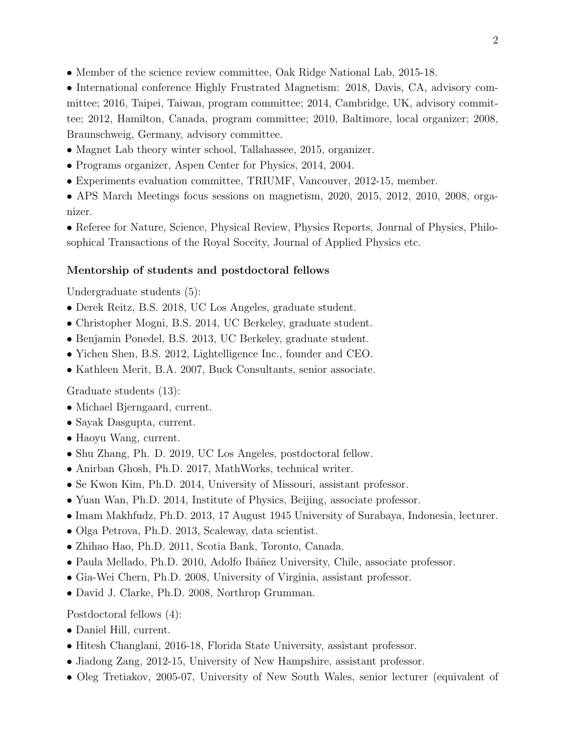- Member of the science review committee, Oak Ridge National Lab, 2015-18.
- International conference Highly Frustrated Magnetism: 2018, Davis, CA, advisory committee; 2016, Taipei, Taiwan, program committee; 2014, Cambridge, UK, advisory committee; 2012, Hamilton, Canada, program committee; 2010, Baltimore, local organizer; 2008, Braunschweig, Germany, advisory committee.
- Magnet Lab theory winter school, Tallahassee, 2015, organizer.
- Programs organizer, Aspen Center for Physics, 2014, 2004.
- Experiments evaluation committee, TRIUMF, Vancouver, 2012-15, member.
- APS March Meetings focus sessions on magnetism, 2020, 2015, 2012, 2010, 2008, organizer.
- Referee for Nature, Science, Physical Review, Physics Reports, Journal of Physics, Philosophical Transactions of the Royal Soceity, Journal of Applied Physics etc.

### Mentorship of students and postdoctoral fellows

Undergraduate students (5):

- Derek Reitz, B.S. 2018, UC Los Angeles, graduate student.
- Christopher Mogni, B.S. 2014, UC Berkeley, graduate student.
- Benjamin Ponedel, B.S. 2013, UC Berkeley, graduate student.
- Yichen Shen, B.S. 2012, Lightelligence Inc., founder and CEO.
- Kathleen Merit, B.A. 2007, Buck Consultants, senior associate.

Graduate students (13):

- Michael Bjerngaard, current.
- Sayak Dasgupta, current.
- Haoyu Wang, current.
- Shu Zhang, Ph. D. 2019, UC Los Angeles, postdoctoral fellow.
- Anirban Ghosh, Ph.D. 2017, MathWorks, technical writer.
- Se Kwon Kim, Ph.D. 2014, University of Missouri, assistant professor.
- Yuan Wan, Ph.D. 2014, Institute of Physics, Beijing, associate professor.
- Imam Makhfudz, Ph.D. 2013, 17 August 1945 University of Surabaya, Indonesia, lecturer.
- Olga Petrova, Ph.D. 2013, Scaleway, data scientist.
- Zhihao Hao, Ph.D. 2011, Scotia Bank, Toronto, Canada.
- Paula Mellado, Ph.D. 2010, Adolfo Ibáñez University, Chile, associate professor.
- Gia-Wei Chern, Ph.D. 2008, University of Virginia, assistant professor.
- David J. Clarke, Ph.D. 2008, Northrop Grumman.

Postdoctoral fellows (4):

- Daniel Hill, current.
- Hitesh Changlani, 2016-18, Florida State University, assistant professor.
- Jiadong Zang, 2012-15, University of New Hampshire, assistant professor.
- Oleg Tretiakov, 2005-07, University of New South Wales, senior lecturer (equivalent of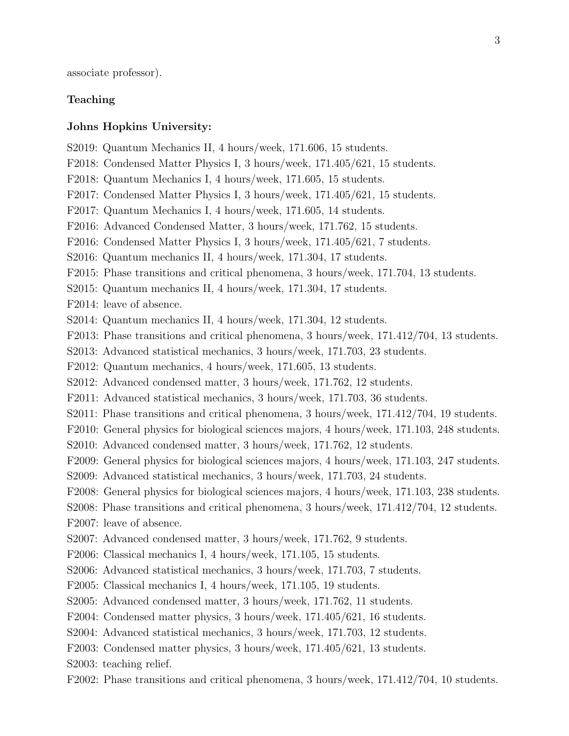associate professor).

**Teaching**

**Johns Hopkins University:**

S2019: Quantum Mechanics II, 4 hours/week, 171.606, 15 students.
F2018: Condensed Matter Physics I, 3 hours/week, 171.405/621, 15 students.
F2018: Quantum Mechanics I, 4 hours/week, 171.605, 15 students.
F2017: Condensed Matter Physics I, 3 hours/week, 171.405/621, 15 students.
F2017: Quantum Mechanics I, 4 hours/week, 171.605, 14 students.
F2016: Advanced Condensed Matter, 3 hours/week, 171.762, 15 students.
F2016: Condensed Matter Physics I, 3 hours/week, 171.405/621, 7 students.
S2016: Quantum mechanics II, 4 hours/week, 171.304, 17 students.
F2015: Phase transitions and critical phenomena, 3 hours/week, 171.704, 13 students.
S2015: Quantum mechanics II, 4 hours/week, 171.304, 17 students.
F2014: leave of absence.
S2014: Quantum mechanics II, 4 hours/week, 171.304, 12 students.
F2013: Phase transitions and critical phenomena, 3 hours/week, 171.412/704, 13 students.
S2013: Advanced statistical mechanics, 3 hours/week, 171.703, 23 students.
F2012: Quantum mechanics, 4 hours/week, 171.605, 13 students.
S2012: Advanced condensed matter, 3 hours/week, 171.762, 12 students.
F2011: Advanced statistical mechanics, 3 hours/week, 171.703, 36 students.
S2011: Phase transitions and critical phenomena, 3 hours/week, 171.412/704, 19 students.
F2010: General physics for biological sciences majors, 4 hours/week, 171.103, 248 students.
S2010: Advanced condensed matter, 3 hours/week, 171.762, 12 students.
F2009: General physics for biological sciences majors, 4 hours/week, 171.103, 247 students.
S2009: Advanced statistical mechanics, 3 hours/week, 171.703, 24 students.
F2008: General physics for biological sciences majors, 4 hours/week, 171.103, 238 students.
S2008: Phase transitions and critical phenomena, 3 hours/week, 171.412/704, 12 students.
F2007: leave of absence.
S2007: Advanced condensed matter, 3 hours/week, 171.762, 9 students.
F2006: Classical mechanics I, 4 hours/week, 171.105, 15 students.
S2006: Advanced statistical mechanics, 3 hours/week, 171.703, 7 students.
F2005: Classical mechanics I, 4 hours/week, 171.105, 19 students.
S2005: Advanced condensed matter, 3 hours/week, 171.762, 11 students.
F2004: Condensed matter physics, 3 hours/week, 171.405/621, 16 students.
S2004: Advanced statistical mechanics, 3 hours/week, 171.703, 12 students.
F2003: Condensed matter physics, 3 hours/week, 171.405/621, 13 students.
S2003: teaching relief.
F2002: Phase transitions and critical phenomena, 3 hours/week, 171.412/704, 10 students.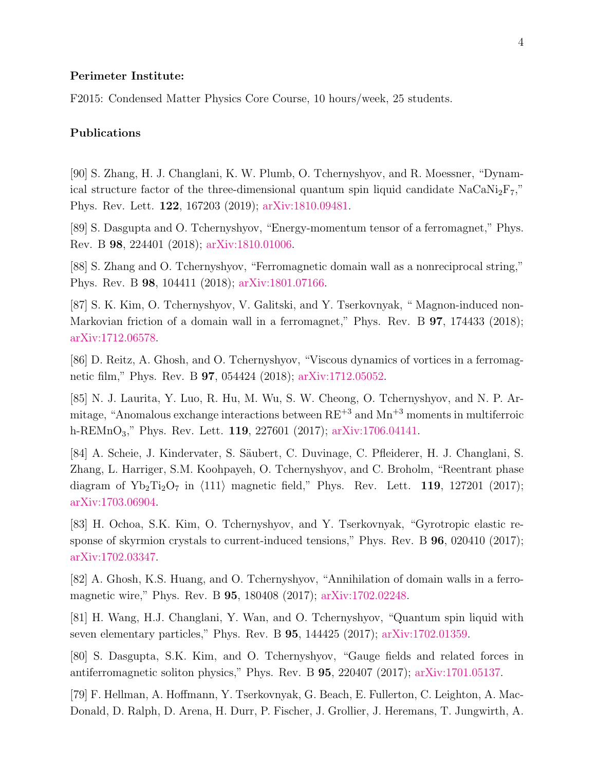**Perimeter Institute:**

F2015: Condensed Matter Physics Core Course, 10 hours/week, 25 students.

**Publications**

[90] S. Zhang, H. J. Changlani, K. W. Plumb, O. Tchernyshyov, and R. Moessner, "Dynamical structure factor of the three-dimensional quantum spin liquid candidate $NaCaNi_2F_7$," Phys. Rev. Lett. **122**, 167203 (2019); arXiv:1810.09481.

[89] S. Dasgupta and O. Tchernyshyov, "Energy-momentum tensor of a ferromagnet," Phys. Rev. B **98**, 224401 (2018); arXiv:1810.01006.

[88] S. Zhang and O. Tchernyshyov, "Ferromagnetic domain wall as a nonreciprocal string," Phys. Rev. B **98**, 104411 (2018); arXiv:1801.07166.

[87] S. K. Kim, O. Tchernyshyov, V. Galitski, and Y. Tserkovnyak, " Magnon-induced non-Markovian friction of a domain wall in a ferromagnet," Phys. Rev. B **97**, 174433 (2018); arXiv:1712.06578.

[86] D. Reitz, A. Ghosh, and O. Tchernyshyov, "Viscous dynamics of vortices in a ferromagnetic film," Phys. Rev. B **97**, 054424 (2018); arXiv:1712.05052.

[85] N. J. Laurita, Y. Luo, R. Hu, M. Wu, S. W. Cheong, O. Tchernyshyov, and N. P. Armitage, "Anomalous exchange interactions between $RE^{+3}$ and $Mn^{+3}$ moments in multiferroic h-$REMnO_3$," Phys. Rev. Lett. **119**, 227601 (2017); arXiv:1706.04141.

[84] A. Scheie, J. Kindervater, S. Säubert, C. Duvinage, C. Pfleiderer, H. J. Changlani, S. Zhang, L. Harriger, S.M. Koohpayeh, O. Tchernyshyov, and C. Broholm, "Reentrant phase diagram of $Yb_2Ti_2O_7$ in $\langle 111 \rangle$ magnetic field," Phys. Rev. Lett. **119**, 127201 (2017); arXiv:1703.06904.

[83] H. Ochoa, S.K. Kim, O. Tchernyshyov, and Y. Tserkovnyak, "Gyrotropic elastic response of skyrmion crystals to current-induced tensions," Phys. Rev. B **96**, 020410 (2017); arXiv:1702.03347.

[82] A. Ghosh, K.S. Huang, and O. Tchernyshyov, "Annihilation of domain walls in a ferromagnetic wire," Phys. Rev. B **95**, 180408 (2017); arXiv:1702.02248.

[81] H. Wang, H.J. Changlani, Y. Wan, and O. Tchernyshyov, "Quantum spin liquid with seven elementary particles," Phys. Rev. B **95**, 144425 (2017); arXiv:1702.01359.

[80] S. Dasgupta, S.K. Kim, and O. Tchernyshyov, "Gauge fields and related forces in antiferromagnetic soliton physics," Phys. Rev. B **95**, 220407 (2017); arXiv:1701.05137.

[79] F. Hellman, A. Hoffmann, Y. Tserkovnyak, G. Beach, E. Fullerton, C. Leighton, A. MacDonald, D. Ralph, D. Arena, H. Durr, P. Fischer, J. Grollier, J. Heremans, T. Jungwirth, A.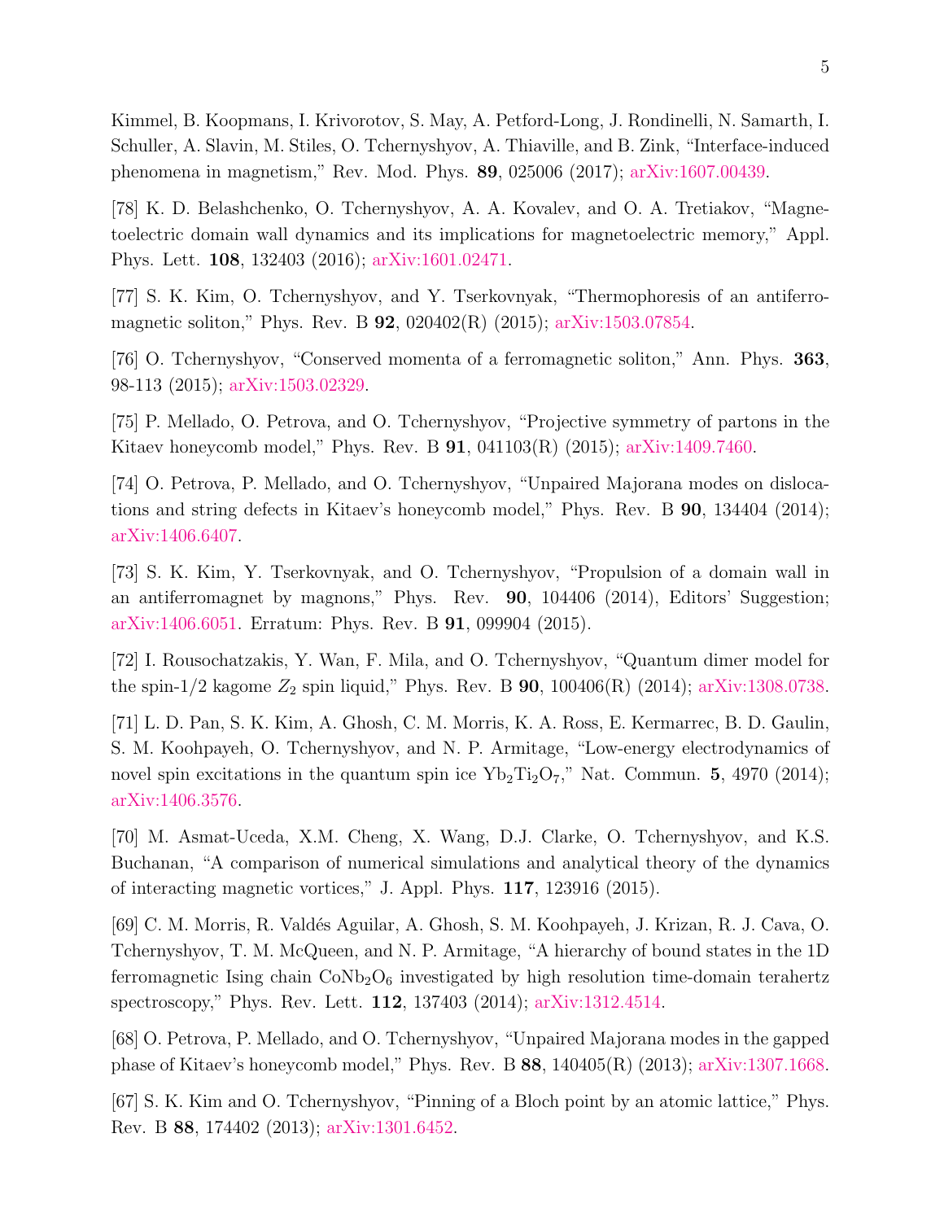Kimmel, B. Koopmans, I. Krivorotov, S. May, A. Petford-Long, J. Rondinelli, N. Samarth, I. Schuller, A. Slavin, M. Stiles, O. Tchernyshyov, A. Thiaville, and B. Zink, "Interface-induced phenomena in magnetism," Rev. Mod. Phys. **89**, 025006 (2017); arXiv:1607.00439.

[78] K. D. Belashchenko, O. Tchernyshyov, A. A. Kovalev, and O. A. Tretiakov, "Magnetoelectric domain wall dynamics and its implications for magnetoelectric memory," Appl. Phys. Lett. **108**, 132403 (2016); arXiv:1601.02471.

[77] S. K. Kim, O. Tchernyshyov, and Y. Tserkovnyak, "Thermophoresis of an antiferromagnetic soliton," Phys. Rev. B **92**, 020402(R) (2015); arXiv:1503.07854.

[76] O. Tchernyshyov, "Conserved momenta of a ferromagnetic soliton," Ann. Phys. **363**, 98-113 (2015); arXiv:1503.02329.

[75] P. Mellado, O. Petrova, and O. Tchernyshyov, "Projective symmetry of partons in the Kitaev honeycomb model," Phys. Rev. B **91**, 041103(R) (2015); arXiv:1409.7460.

[74] O. Petrova, P. Mellado, and O. Tchernyshyov, "Unpaired Majorana modes on dislocations and string defects in Kitaev's honeycomb model," Phys. Rev. B **90**, 134404 (2014); arXiv:1406.6407.

[73] S. K. Kim, Y. Tserkovnyak, and O. Tchernyshyov, "Propulsion of a domain wall in an antiferromagnet by magnons," Phys. Rev. **90**, 104406 (2014), Editors' Suggestion; arXiv:1406.6051. Erratum: Phys. Rev. B **91**, 099904 (2015).

[72] I. Rousochatzakis, Y. Wan, F. Mila, and O. Tchernyshyov, "Quantum dimer model for the spin-1/2 kagome $Z_2$ spin liquid," Phys. Rev. B **90**, 100406(R) (2014); arXiv:1308.0738.

[71] L. D. Pan, S. K. Kim, A. Ghosh, C. M. Morris, K. A. Ross, E. Kermarrec, B. D. Gaulin, S. M. Koohpayeh, O. Tchernyshyov, and N. P. Armitage, "Low-energy electrodynamics of novel spin excitations in the quantum spin ice $Yb_2Ti_2O_7$," Nat. Commun. **5**, 4970 (2014); arXiv:1406.3576.

[70] M. Asmat-Uceda, X.M. Cheng, X. Wang, D.J. Clarke, O. Tchernyshyov, and K.S. Buchanan, "A comparison of numerical simulations and analytical theory of the dynamics of interacting magnetic vortices," J. Appl. Phys. **117**, 123916 (2015).

[69] C. M. Morris, R. Valdés Aguilar, A. Ghosh, S. M. Koohpayeh, J. Krizan, R. J. Cava, O. Tchernyshyov, T. M. McQueen, and N. P. Armitage, "A hierarchy of bound states in the 1D ferromagnetic Ising chain $CoNb_2O_6$ investigated by high resolution time-domain terahertz spectroscopy," Phys. Rev. Lett. **112**, 137403 (2014); arXiv:1312.4514.

[68] O. Petrova, P. Mellado, and O. Tchernyshyov, "Unpaired Majorana modes in the gapped phase of Kitaev's honeycomb model," Phys. Rev. B **88**, 140405(R) (2013); arXiv:1307.1668.

[67] S. K. Kim and O. Tchernyshyov, "Pinning of a Bloch point by an atomic lattice," Phys. Rev. B **88**, 174402 (2013); arXiv:1301.6452.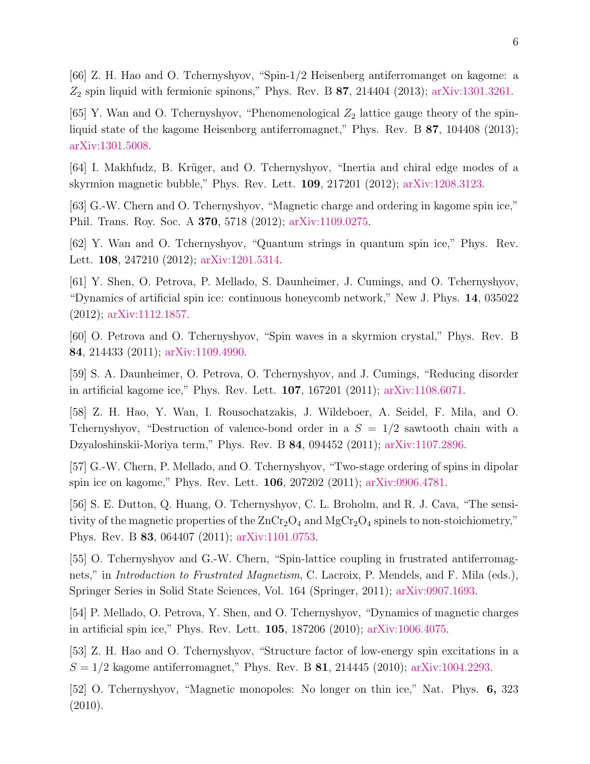[66] Z. H. Hao and O. Tchernyshyov, "Spin-1/2 Heisenberg antiferromanget on kagome: a $Z_2$ spin liquid with fermionic spinons," Phys. Rev. B **87**, 214404 (2013); arXiv:1301.3261.

[65] Y. Wan and O. Tchernyshyov, "Phenomenological $Z_2$ lattice gauge theory of the spin-liquid state of the kagome Heisenberg antiferromagnet," Phys. Rev. B **87**, 104408 (2013); arXiv:1301.5008.

[64] I. Makhfudz, B. Krüger, and O. Tchernyshyov, "Inertia and chiral edge modes of a skyrmion magnetic bubble," Phys. Rev. Lett. **109**, 217201 (2012); arXiv:1208.3123.

[63] G.-W. Chern and O. Tchernyshyov, "Magnetic charge and ordering in kagome spin ice," Phil. Trans. Roy. Soc. A **370**, 5718 (2012); arXiv:1109.0275.

[62] Y. Wan and O. Tchernyshyov, "Quantum strings in quantum spin ice," Phys. Rev. Lett. **108**, 247210 (2012); arXiv:1201.5314.

[61] Y. Shen, O. Petrova, P. Mellado, S. Daunheimer, J. Cumings, and O. Tchernyshyov, "Dynamics of artificial spin ice: continuous honeycomb network," New J. Phys. **14**, 035022 (2012); arXiv:1112.1857.

[60] O. Petrova and O. Tchernyshyov, "Spin waves in a skyrmion crystal," Phys. Rev. B **84**, 214433 (2011); arXiv:1109.4990.

[59] S. A. Daunheimer, O. Petrova, O. Tchernyshyov, and J. Cumings, "Reducing disorder in artificial kagome ice," Phys. Rev. Lett. **107**, 167201 (2011); arXiv:1108.6071.

[58] Z. H. Hao, Y. Wan, I. Rousochatzakis, J. Wildeboer, A. Seidel, F. Mila, and O. Tchernyshyov, "Destruction of valence-bond order in a $S = 1/2$ sawtooth chain with a Dzyaloshinskii-Moriya term," Phys. Rev. B **84**, 094452 (2011); arXiv:1107.2896.

[57] G.-W. Chern, P. Mellado, and O. Tchernyshyov, "Two-stage ordering of spins in dipolar spin ice on kagome," Phys. Rev. Lett. **106**, 207202 (2011); arXiv:0906.4781.

[56] S. E. Dutton, Q. Huang, O. Tchernyshyov, C. L. Broholm, and R. J. Cava, "The sensitivity of the magnetic properties of the $ZnCr_2O_4$ and $MgCr_2O_4$ spinels to non-stoichiometry," Phys. Rev. B **83**, 064407 (2011); arXiv:1101.0753.

[55] O. Tchernyshyov and G.-W. Chern, "Spin-lattice coupling in frustrated antiferromagnets," in *Introduction to Frustrated Magnetism*, C. Lacroix, P. Mendels, and F. Mila (eds.), Springer Series in Solid State Sciences, Vol. 164 (Springer, 2011); arXiv:0907.1693.

[54] P. Mellado, O. Petrova, Y. Shen, and O. Tchernyshyov, "Dynamics of magnetic charges in artificial spin ice," Phys. Rev. Lett. **105**, 187206 (2010); arXiv:1006.4075.

[53] Z. H. Hao and O. Tchernyshyov, "Structure factor of low-energy spin excitations in a $S = 1/2$ kagome antiferromagnet," Phys. Rev. B **81**, 214445 (2010); arXiv:1004.2293.

[52] O. Tchernyshyov, "Magnetic monopoles: No longer on thin ice," Nat. Phys. **6,** 323 (2010).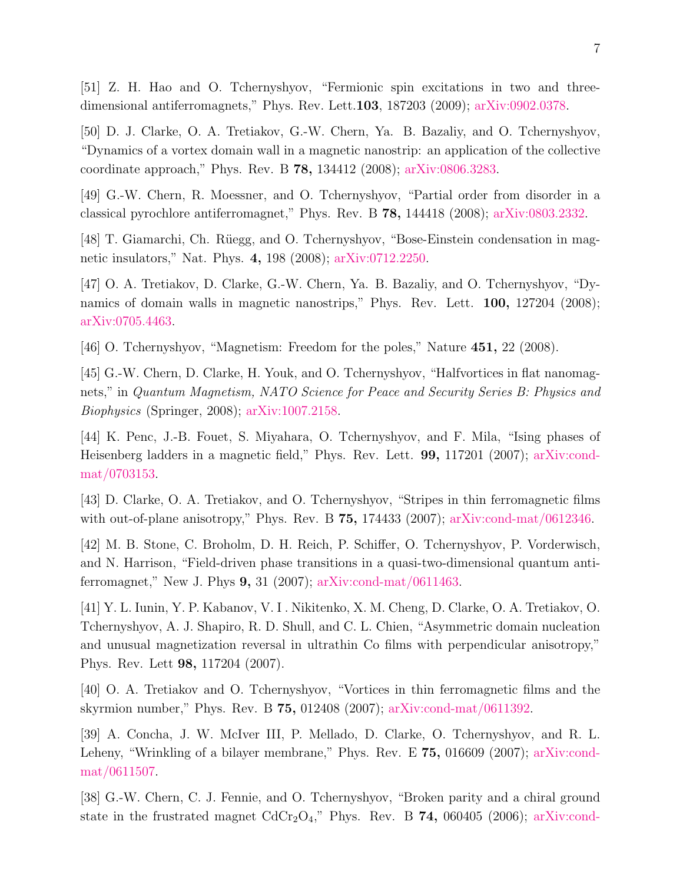[51] Z. H. Hao and O. Tchernyshyov, "Fermionic spin excitations in two and three-dimensional antiferromagnets," Phys. Rev. Lett.**103**, 187203 (2009); arXiv:0902.0378.

[50] D. J. Clarke, O. A. Tretiakov, G.-W. Chern, Ya. B. Bazaliy, and O. Tchernyshyov, "Dynamics of a vortex domain wall in a magnetic nanostrip: an application of the collective coordinate approach," Phys. Rev. B **78,** 134412 (2008); arXiv:0806.3283.

[49] G.-W. Chern, R. Moessner, and O. Tchernyshyov, "Partial order from disorder in a classical pyrochlore antiferromagnet," Phys. Rev. B **78,** 144418 (2008); arXiv:0803.2332.

[48] T. Giamarchi, Ch. Rüegg, and O. Tchernyshyov, "Bose-Einstein condensation in magnetic insulators," Nat. Phys. **4,** 198 (2008); arXiv:0712.2250.

[47] O. A. Tretiakov, D. Clarke, G.-W. Chern, Ya. B. Bazaliy, and O. Tchernyshyov, "Dynamics of domain walls in magnetic nanostrips," Phys. Rev. Lett. **100,** 127204 (2008); arXiv:0705.4463.

[46] O. Tchernyshyov, "Magnetism: Freedom for the poles," Nature **451,** 22 (2008).

[45] G.-W. Chern, D. Clarke, H. Youk, and O. Tchernyshyov, "Halfvortices in flat nanomagnets," in *Quantum Magnetism, NATO Science for Peace and Security Series B: Physics and Biophysics* (Springer, 2008); arXiv:1007.2158.

[44] K. Penc, J.-B. Fouet, S. Miyahara, O. Tchernyshyov, and F. Mila, "Ising phases of Heisenberg ladders in a magnetic field," Phys. Rev. Lett. **99,** 117201 (2007); arXiv:cond-mat/0703153.

[43] D. Clarke, O. A. Tretiakov, and O. Tchernyshyov, "Stripes in thin ferromagnetic films with out-of-plane anisotropy," Phys. Rev. B **75,** 174433 (2007); arXiv:cond-mat/0612346.

[42] M. B. Stone, C. Broholm, D. H. Reich, P. Schiffer, O. Tchernyshyov, P. Vorderwisch, and N. Harrison, "Field-driven phase transitions in a quasi-two-dimensional quantum antiferromagnet," New J. Phys **9,** 31 (2007); arXiv:cond-mat/0611463.

[41] Y. L. Iunin, Y. P. Kabanov, V. I . Nikitenko, X. M. Cheng, D. Clarke, O. A. Tretiakov, O. Tchernyshyov, A. J. Shapiro, R. D. Shull, and C. L. Chien, "Asymmetric domain nucleation and unusual magnetization reversal in ultrathin Co films with perpendicular anisotropy," Phys. Rev. Lett **98,** 117204 (2007).

[40] O. A. Tretiakov and O. Tchernyshyov, "Vortices in thin ferromagnetic films and the skyrmion number," Phys. Rev. B **75,** 012408 (2007); arXiv:cond-mat/0611392.

[39] A. Concha, J. W. McIver III, P. Mellado, D. Clarke, O. Tchernyshyov, and R. L. Leheny, "Wrinkling of a bilayer membrane," Phys. Rev. E **75,** 016609 (2007); arXiv:cond-mat/0611507.

[38] G.-W. Chern, C. J. Fennie, and O. Tchernyshyov, "Broken parity and a chiral ground state in the frustrated magnet $CdCr_2O_4$," Phys. Rev. B **74,** 060405 (2006); arXiv:cond-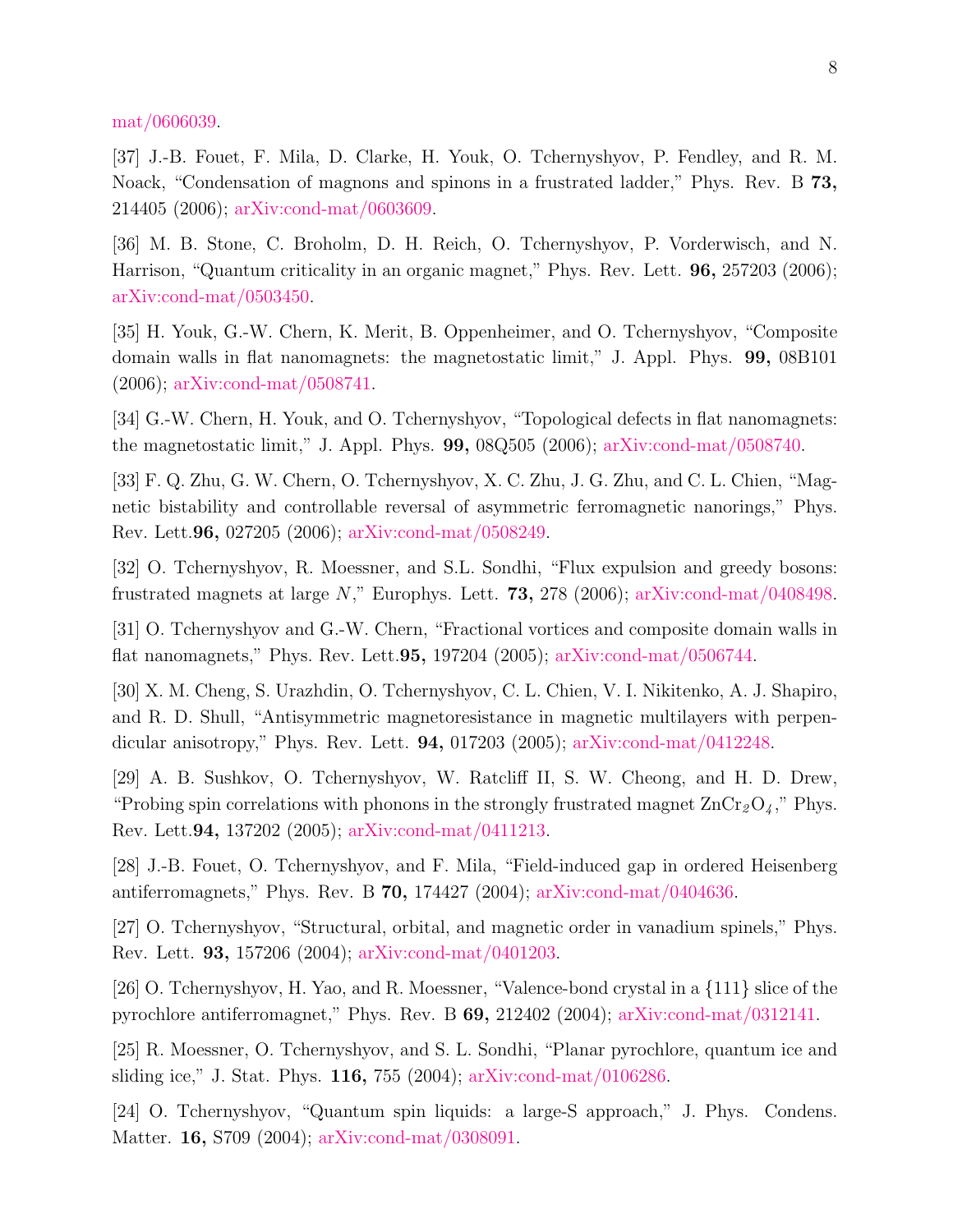mat/0606039.

[37] J.-B. Fouet, F. Mila, D. Clarke, H. Youk, O. Tchernyshyov, P. Fendley, and R. M. Noack, "Condensation of magnons and spinons in a frustrated ladder," Phys. Rev. B **73,** 214405 (2006); arXiv:cond-mat/0603609.

[36] M. B. Stone, C. Broholm, D. H. Reich, O. Tchernyshyov, P. Vorderwisch, and N. Harrison, "Quantum criticality in an organic magnet," Phys. Rev. Lett. **96,** 257203 (2006); arXiv:cond-mat/0503450.

[35] H. Youk, G.-W. Chern, K. Merit, B. Oppenheimer, and O. Tchernyshyov, "Composite domain walls in flat nanomagnets: the magnetostatic limit," J. Appl. Phys. **99,** 08B101 (2006); arXiv:cond-mat/0508741.

[34] G.-W. Chern, H. Youk, and O. Tchernyshyov, "Topological defects in flat nanomagnets: the magnetostatic limit," J. Appl. Phys. **99,** 08Q505 (2006); arXiv:cond-mat/0508740.

[33] F. Q. Zhu, G. W. Chern, O. Tchernyshyov, X. C. Zhu, J. G. Zhu, and C. L. Chien, "Magnetic bistability and controllable reversal of asymmetric ferromagnetic nanorings," Phys. Rev. Lett.**96,** 027205 (2006); arXiv:cond-mat/0508249.

[32] O. Tchernyshyov, R. Moessner, and S.L. Sondhi, "Flux expulsion and greedy bosons: frustrated magnets at large $N$," Europhys. Lett. **73,** 278 (2006); arXiv:cond-mat/0408498.

[31] O. Tchernyshyov and G.-W. Chern, "Fractional vortices and composite domain walls in flat nanomagnets," Phys. Rev. Lett.**95,** 197204 (2005); arXiv:cond-mat/0506744.

[30] X. M. Cheng, S. Urazhdin, O. Tchernyshyov, C. L. Chien, V. I. Nikitenko, A. J. Shapiro, and R. D. Shull, "Antisymmetric magnetoresistance in magnetic multilayers with perpendicular anisotropy," Phys. Rev. Lett. **94,** 017203 (2005); arXiv:cond-mat/0412248.

[29] A. B. Sushkov, O. Tchernyshyov, W. Ratcliff II, S. W. Cheong, and H. D. Drew, "Probing spin correlations with phonons in the strongly frustrated magnet $ZnCr_2O_4$," Phys. Rev. Lett.**94,** 137202 (2005); arXiv:cond-mat/0411213.

[28] J.-B. Fouet, O. Tchernyshyov, and F. Mila, "Field-induced gap in ordered Heisenberg antiferromagnets," Phys. Rev. B **70,** 174427 (2004); arXiv:cond-mat/0404636.

[27] O. Tchernyshyov, "Structural, orbital, and magnetic order in vanadium spinels," Phys. Rev. Lett. **93,** 157206 (2004); arXiv:cond-mat/0401203.

[26] O. Tchernyshyov, H. Yao, and R. Moessner, "Valence-bond crystal in a {111} slice of the pyrochlore antiferromagnet," Phys. Rev. B **69,** 212402 (2004); arXiv:cond-mat/0312141.

[25] R. Moessner, O. Tchernyshyov, and S. L. Sondhi, "Planar pyrochlore, quantum ice and sliding ice," J. Stat. Phys. **116,** 755 (2004); arXiv:cond-mat/0106286.

[24] O. Tchernyshyov, "Quantum spin liquids: a large-S approach," J. Phys. Condens. Matter. **16,** S709 (2004); arXiv:cond-mat/0308091.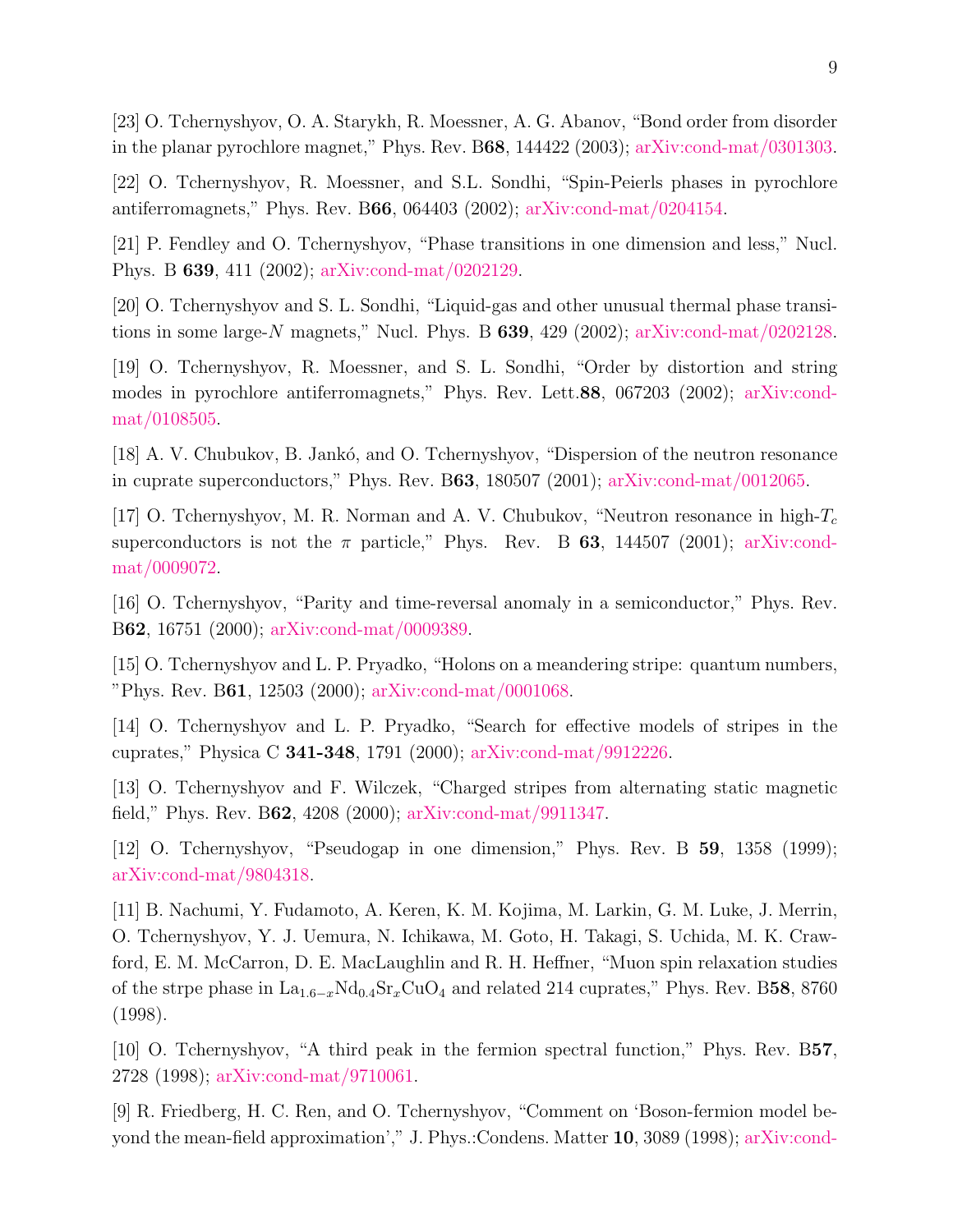[23] O. Tchernyshyov, O. A. Starykh, R. Moessner, A. G. Abanov, "Bond order from disorder in the planar pyrochlore magnet," Phys. Rev. B**68**, 144422 (2003); arXiv:cond-mat/0301303.

[22] O. Tchernyshyov, R. Moessner, and S.L. Sondhi, "Spin-Peierls phases in pyrochlore antiferromagnets," Phys. Rev. B**66**, 064403 (2002); arXiv:cond-mat/0204154.

[21] P. Fendley and O. Tchernyshyov, "Phase transitions in one dimension and less," Nucl. Phys. B **639**, 411 (2002); arXiv:cond-mat/0202129.

[20] O. Tchernyshyov and S. L. Sondhi, "Liquid-gas and other unusual thermal phase transitions in some large-$N$ magnets," Nucl. Phys. B **639**, 429 (2002); arXiv:cond-mat/0202128.

[19] O. Tchernyshyov, R. Moessner, and S. L. Sondhi, "Order by distortion and string modes in pyrochlore antiferromagnets," Phys. Rev. Lett.**88**, 067203 (2002); arXiv:cond-mat/0108505.

[18] A. V. Chubukov, B. Jankó, and O. Tchernyshyov, "Dispersion of the neutron resonance in cuprate superconductors," Phys. Rev. B**63**, 180507 (2001); arXiv:cond-mat/0012065.

[17] O. Tchernyshyov, M. R. Norman and A. V. Chubukov, "Neutron resonance in high-$T_c$ superconductors is not the $\pi$ particle," Phys. Rev. B **63**, 144507 (2001); arXiv:cond-mat/0009072.

[16] O. Tchernyshyov, "Parity and time-reversal anomaly in a semiconductor," Phys. Rev. B**62**, 16751 (2000); arXiv:cond-mat/0009389.

[15] O. Tchernyshyov and L. P. Pryadko, "Holons on a meandering stripe: quantum numbers, "Phys. Rev. B**61**, 12503 (2000); arXiv:cond-mat/0001068.

[14] O. Tchernyshyov and L. P. Pryadko, "Search for effective models of stripes in the cuprates," Physica C **341-348**, 1791 (2000); arXiv:cond-mat/9912226.

[13] O. Tchernyshyov and F. Wilczek, "Charged stripes from alternating static magnetic field," Phys. Rev. B**62**, 4208 (2000); arXiv:cond-mat/9911347.

[12] O. Tchernyshyov, "Pseudogap in one dimension," Phys. Rev. B **59**, 1358 (1999); arXiv:cond-mat/9804318.

[11] B. Nachumi, Y. Fudamoto, A. Keren, K. M. Kojima, M. Larkin, G. M. Luke, J. Merrin, O. Tchernyshyov, Y. J. Uemura, N. Ichikawa, M. Goto, H. Takagi, S. Uchida, M. K. Crawford, E. M. McCarron, D. E. MacLaughlin and R. H. Heffner, "Muon spin relaxation studies of the strpe phase in $La_{1.6-x}Nd_{0.4}Sr_xCuO_4$ and related 214 cuprates," Phys. Rev. B**58**, 8760 (1998).

[10] O. Tchernyshyov, "A third peak in the fermion spectral function," Phys. Rev. B**57**, 2728 (1998); arXiv:cond-mat/9710061.

[9] R. Friedberg, H. C. Ren, and O. Tchernyshyov, "Comment on 'Boson-fermion model beyond the mean-field approximation'," J. Phys.:Condens. Matter **10**, 3089 (1998); arXiv:cond-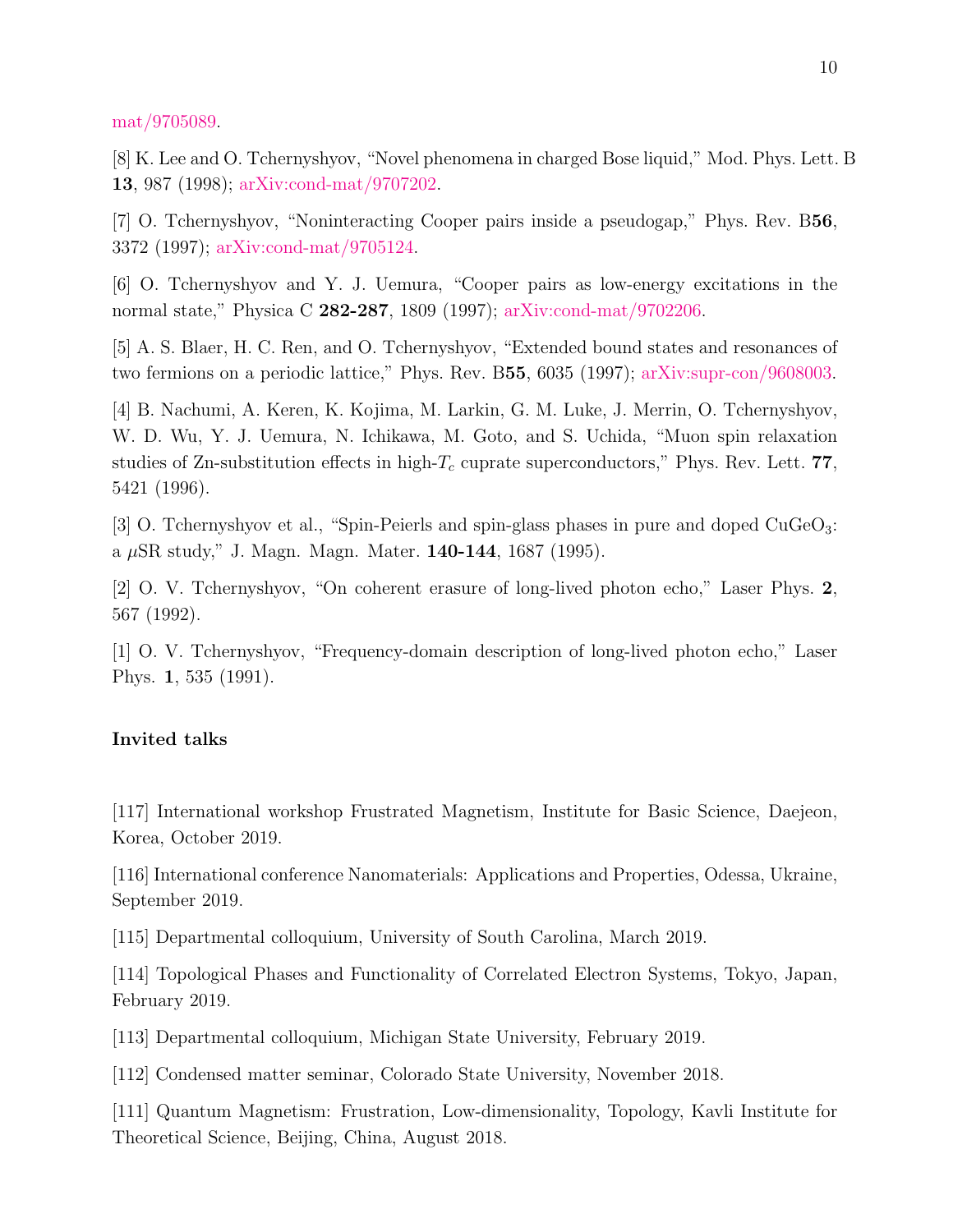mat/9705089.

[8] K. Lee and O. Tchernyshyov, “Novel phenomena in charged Bose liquid,” Mod. Phys. Lett. B **13**, 987 (1998); arXiv:cond-mat/9707202.

[7] O. Tchernyshyov, “Noninteracting Cooper pairs inside a pseudogap,” Phys. Rev. B**56**, 3372 (1997); arXiv:cond-mat/9705124.

[6] O. Tchernyshyov and Y. J. Uemura, “Cooper pairs as low-energy excitations in the normal state,” Physica C **282-287**, 1809 (1997); arXiv:cond-mat/9702206.

[5] A. S. Blaer, H. C. Ren, and O. Tchernyshyov, “Extended bound states and resonances of two fermions on a periodic lattice,” Phys. Rev. B**55**, 6035 (1997); arXiv:supr-con/9608003.

[4] B. Nachumi, A. Keren, K. Kojima, M. Larkin, G. M. Luke, J. Merrin, O. Tchernyshyov, W. D. Wu, Y. J. Uemura, N. Ichikawa, M. Goto, and S. Uchida, “Muon spin relaxation studies of Zn-substitution effects in high-$T_c$ cuprate superconductors,” Phys. Rev. Lett. **77**, 5421 (1996).

[3] O. Tchernyshyov et al., “Spin-Peierls and spin-glass phases in pure and doped $CuGeO_3$: a $\mu$SR study,” J. Magn. Magn. Mater. **140-144**, 1687 (1995).

[2] O. V. Tchernyshyov, “On coherent erasure of long-lived photon echo,” Laser Phys. **2**, 567 (1992).

[1] O. V. Tchernyshyov, “Frequency-domain description of long-lived photon echo,” Laser Phys. **1**, 535 (1991).

**Invited talks**

[117] International workshop Frustrated Magnetism, Institute for Basic Science, Daejeon, Korea, October 2019.

[116] International conference Nanomaterials: Applications and Properties, Odessa, Ukraine, September 2019.

[115] Departmental colloquium, University of South Carolina, March 2019.

[114] Topological Phases and Functionality of Correlated Electron Systems, Tokyo, Japan, February 2019.

[113] Departmental colloquium, Michigan State University, February 2019.

[112] Condensed matter seminar, Colorado State University, November 2018.

[111] Quantum Magnetism: Frustration, Low-dimensionality, Topology, Kavli Institute for Theoretical Science, Beijing, China, August 2018.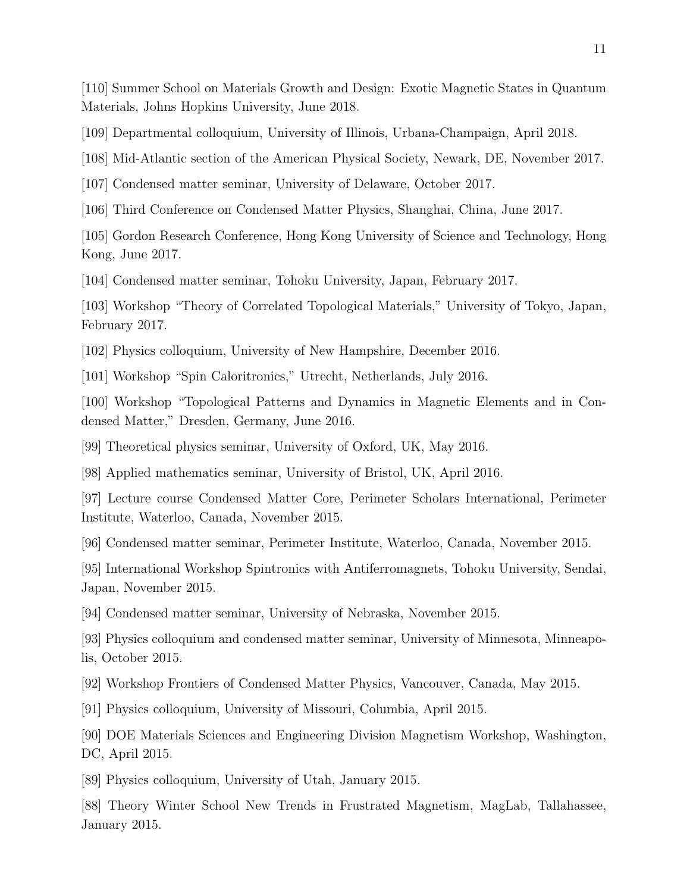[110] Summer School on Materials Growth and Design: Exotic Magnetic States in Quantum Materials, Johns Hopkins University, June 2018.

[109] Departmental colloquium, University of Illinois, Urbana-Champaign, April 2018.

[108] Mid-Atlantic section of the American Physical Society, Newark, DE, November 2017.

[107] Condensed matter seminar, University of Delaware, October 2017.

[106] Third Conference on Condensed Matter Physics, Shanghai, China, June 2017.

[105] Gordon Research Conference, Hong Kong University of Science and Technology, Hong Kong, June 2017.

[104] Condensed matter seminar, Tohoku University, Japan, February 2017.

[103] Workshop "Theory of Correlated Topological Materials," University of Tokyo, Japan, February 2017.

[102] Physics colloquium, University of New Hampshire, December 2016.

[101] Workshop "Spin Caloritronics," Utrecht, Netherlands, July 2016.

[100] Workshop "Topological Patterns and Dynamics in Magnetic Elements and in Condensed Matter," Dresden, Germany, June 2016.

[99] Theoretical physics seminar, University of Oxford, UK, May 2016.

[98] Applied mathematics seminar, University of Bristol, UK, April 2016.

[97] Lecture course Condensed Matter Core, Perimeter Scholars International, Perimeter Institute, Waterloo, Canada, November 2015.

[96] Condensed matter seminar, Perimeter Institute, Waterloo, Canada, November 2015.

[95] International Workshop Spintronics with Antiferromagnets, Tohoku University, Sendai, Japan, November 2015.

[94] Condensed matter seminar, University of Nebraska, November 2015.

[93] Physics colloquium and condensed matter seminar, University of Minnesota, Minneapolis, October 2015.

[92] Workshop Frontiers of Condensed Matter Physics, Vancouver, Canada, May 2015.

[91] Physics colloquium, University of Missouri, Columbia, April 2015.

[90] DOE Materials Sciences and Engineering Division Magnetism Workshop, Washington, DC, April 2015.

[89] Physics colloquium, University of Utah, January 2015.

[88] Theory Winter School New Trends in Frustrated Magnetism, MagLab, Tallahassee, January 2015.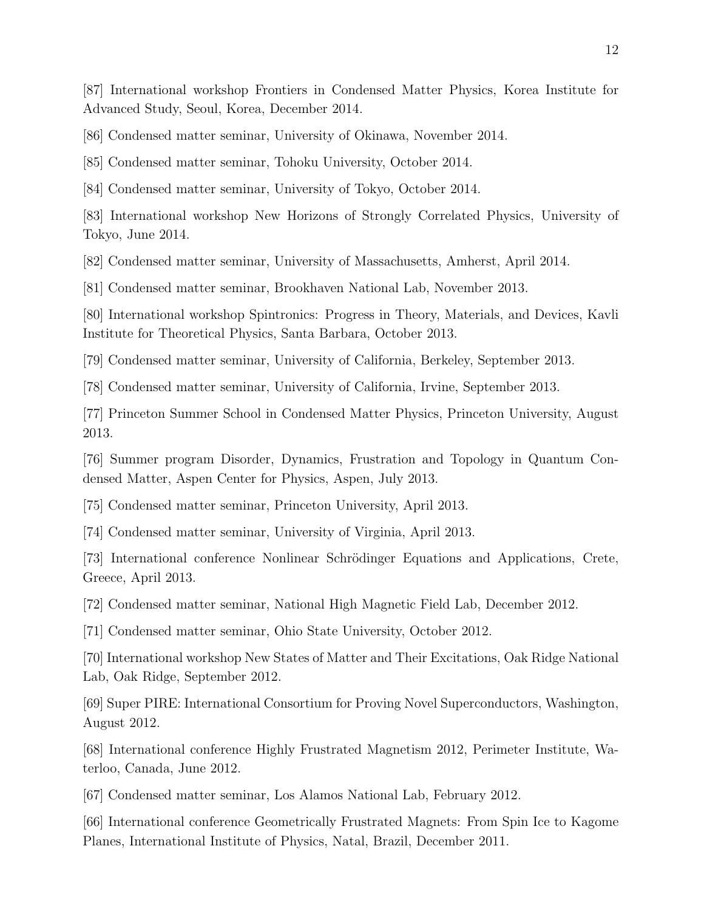[87] International workshop Frontiers in Condensed Matter Physics, Korea Institute for Advanced Study, Seoul, Korea, December 2014.

[86] Condensed matter seminar, University of Okinawa, November 2014.

[85] Condensed matter seminar, Tohoku University, October 2014.

[84] Condensed matter seminar, University of Tokyo, October 2014.

[83] International workshop New Horizons of Strongly Correlated Physics, University of Tokyo, June 2014.

[82] Condensed matter seminar, University of Massachusetts, Amherst, April 2014.

[81] Condensed matter seminar, Brookhaven National Lab, November 2013.

[80] International workshop Spintronics: Progress in Theory, Materials, and Devices, Kavli Institute for Theoretical Physics, Santa Barbara, October 2013.

[79] Condensed matter seminar, University of California, Berkeley, September 2013.

[78] Condensed matter seminar, University of California, Irvine, September 2013.

[77] Princeton Summer School in Condensed Matter Physics, Princeton University, August 2013.

[76] Summer program Disorder, Dynamics, Frustration and Topology in Quantum Condensed Matter, Aspen Center for Physics, Aspen, July 2013.

[75] Condensed matter seminar, Princeton University, April 2013.

[74] Condensed matter seminar, University of Virginia, April 2013.

[73] International conference Nonlinear Schrödinger Equations and Applications, Crete, Greece, April 2013.

[72] Condensed matter seminar, National High Magnetic Field Lab, December 2012.

[71] Condensed matter seminar, Ohio State University, October 2012.

[70] International workshop New States of Matter and Their Excitations, Oak Ridge National Lab, Oak Ridge, September 2012.

[69] Super PIRE: International Consortium for Proving Novel Superconductors, Washington, August 2012.

[68] International conference Highly Frustrated Magnetism 2012, Perimeter Institute, Waterloo, Canada, June 2012.

[67] Condensed matter seminar, Los Alamos National Lab, February 2012.

[66] International conference Geometrically Frustrated Magnets: From Spin Ice to Kagome Planes, International Institute of Physics, Natal, Brazil, December 2011.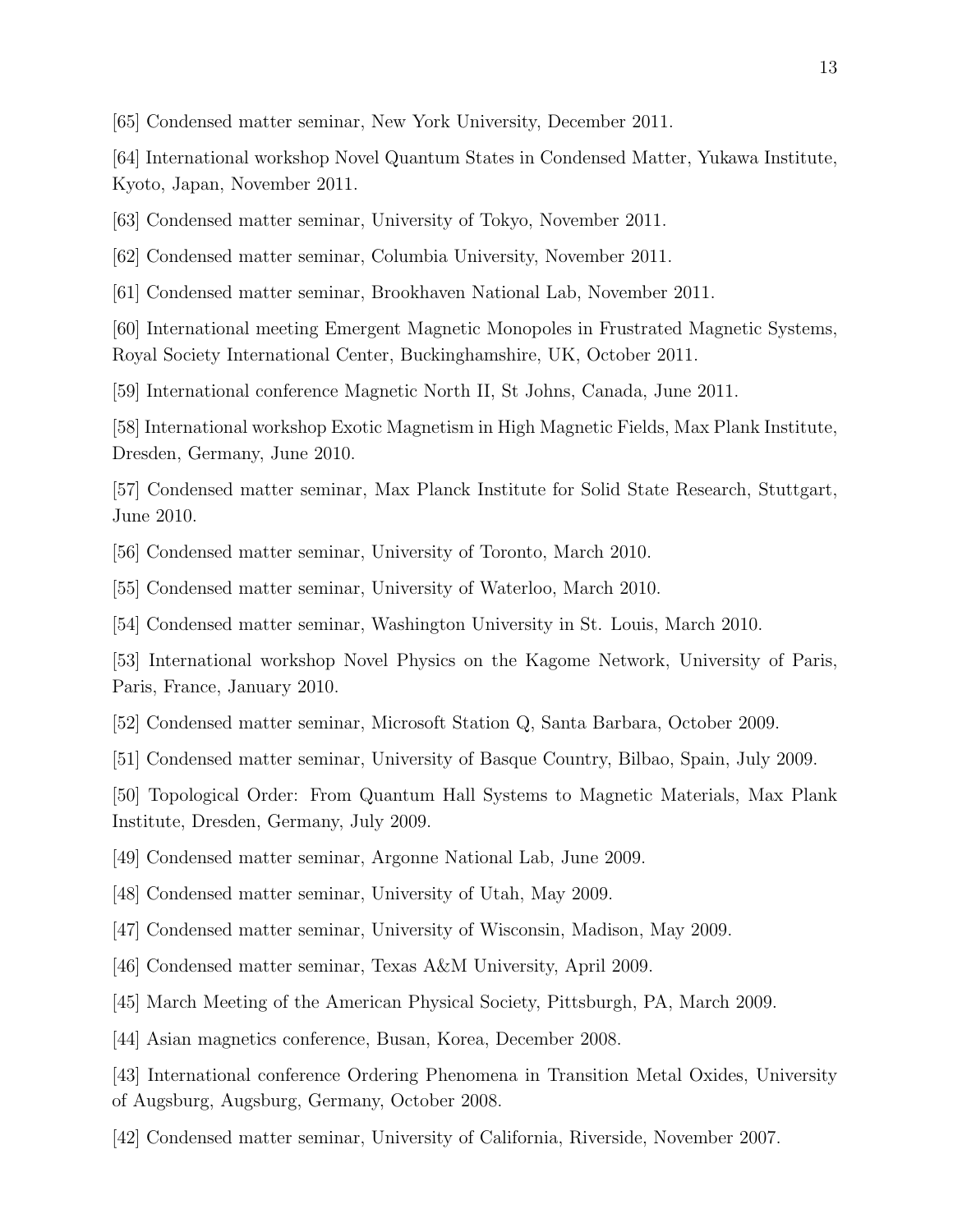[65] Condensed matter seminar, New York University, December 2011.

[64] International workshop Novel Quantum States in Condensed Matter, Yukawa Institute, Kyoto, Japan, November 2011.

[63] Condensed matter seminar, University of Tokyo, November 2011.

[62] Condensed matter seminar, Columbia University, November 2011.

[61] Condensed matter seminar, Brookhaven National Lab, November 2011.

[60] International meeting Emergent Magnetic Monopoles in Frustrated Magnetic Systems, Royal Society International Center, Buckinghamshire, UK, October 2011.

[59] International conference Magnetic North II, St Johns, Canada, June 2011.

[58] International workshop Exotic Magnetism in High Magnetic Fields, Max Plank Institute, Dresden, Germany, June 2010.

[57] Condensed matter seminar, Max Planck Institute for Solid State Research, Stuttgart, June 2010.

[56] Condensed matter seminar, University of Toronto, March 2010.

[55] Condensed matter seminar, University of Waterloo, March 2010.

[54] Condensed matter seminar, Washington University in St. Louis, March 2010.

[53] International workshop Novel Physics on the Kagome Network, University of Paris, Paris, France, January 2010.

[52] Condensed matter seminar, Microsoft Station Q, Santa Barbara, October 2009.

[51] Condensed matter seminar, University of Basque Country, Bilbao, Spain, July 2009.

[50] Topological Order: From Quantum Hall Systems to Magnetic Materials, Max Plank Institute, Dresden, Germany, July 2009.

[49] Condensed matter seminar, Argonne National Lab, June 2009.

[48] Condensed matter seminar, University of Utah, May 2009.

[47] Condensed matter seminar, University of Wisconsin, Madison, May 2009.

[46] Condensed matter seminar, Texas A&M University, April 2009.

[45] March Meeting of the American Physical Society, Pittsburgh, PA, March 2009.

[44] Asian magnetics conference, Busan, Korea, December 2008.

[43] International conference Ordering Phenomena in Transition Metal Oxides, University of Augsburg, Augsburg, Germany, October 2008.

[42] Condensed matter seminar, University of California, Riverside, November 2007.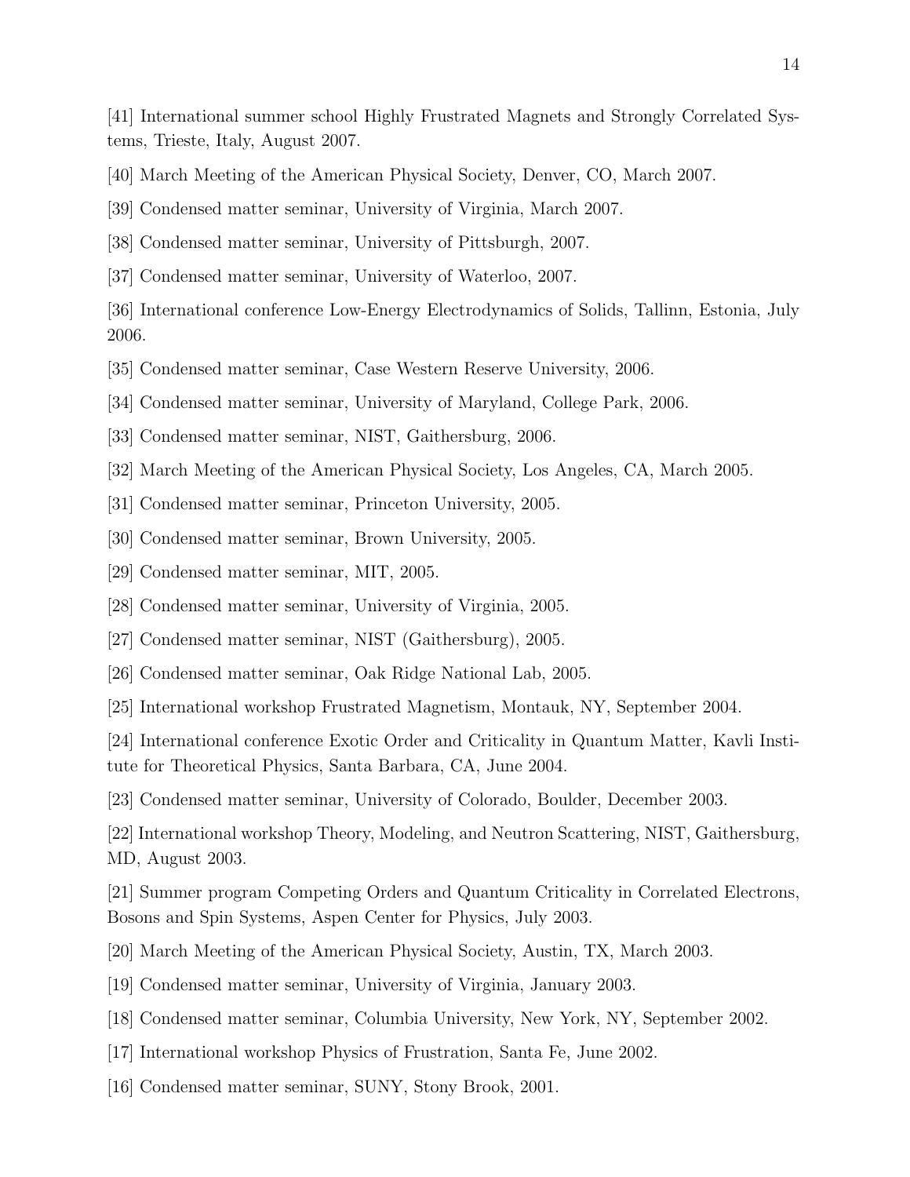[41] International summer school Highly Frustrated Magnets and Strongly Correlated Systems, Trieste, Italy, August 2007.

[40] March Meeting of the American Physical Society, Denver, CO, March 2007.

[39] Condensed matter seminar, University of Virginia, March 2007.

[38] Condensed matter seminar, University of Pittsburgh, 2007.

[37] Condensed matter seminar, University of Waterloo, 2007.

[36] International conference Low-Energy Electrodynamics of Solids, Tallinn, Estonia, July 2006.

[35] Condensed matter seminar, Case Western Reserve University, 2006.

[34] Condensed matter seminar, University of Maryland, College Park, 2006.

[33] Condensed matter seminar, NIST, Gaithersburg, 2006.

[32] March Meeting of the American Physical Society, Los Angeles, CA, March 2005.

[31] Condensed matter seminar, Princeton University, 2005.

[30] Condensed matter seminar, Brown University, 2005.

[29] Condensed matter seminar, MIT, 2005.

[28] Condensed matter seminar, University of Virginia, 2005.

[27] Condensed matter seminar, NIST (Gaithersburg), 2005.

[26] Condensed matter seminar, Oak Ridge National Lab, 2005.

[25] International workshop Frustrated Magnetism, Montauk, NY, September 2004.

[24] International conference Exotic Order and Criticality in Quantum Matter, Kavli Institute for Theoretical Physics, Santa Barbara, CA, June 2004.

[23] Condensed matter seminar, University of Colorado, Boulder, December 2003.

[22] International workshop Theory, Modeling, and Neutron Scattering, NIST, Gaithersburg, MD, August 2003.

[21] Summer program Competing Orders and Quantum Criticality in Correlated Electrons, Bosons and Spin Systems, Aspen Center for Physics, July 2003.

[20] March Meeting of the American Physical Society, Austin, TX, March 2003.

[19] Condensed matter seminar, University of Virginia, January 2003.

[18] Condensed matter seminar, Columbia University, New York, NY, September 2002.

[17] International workshop Physics of Frustration, Santa Fe, June 2002.

[16] Condensed matter seminar, SUNY, Stony Brook, 2001.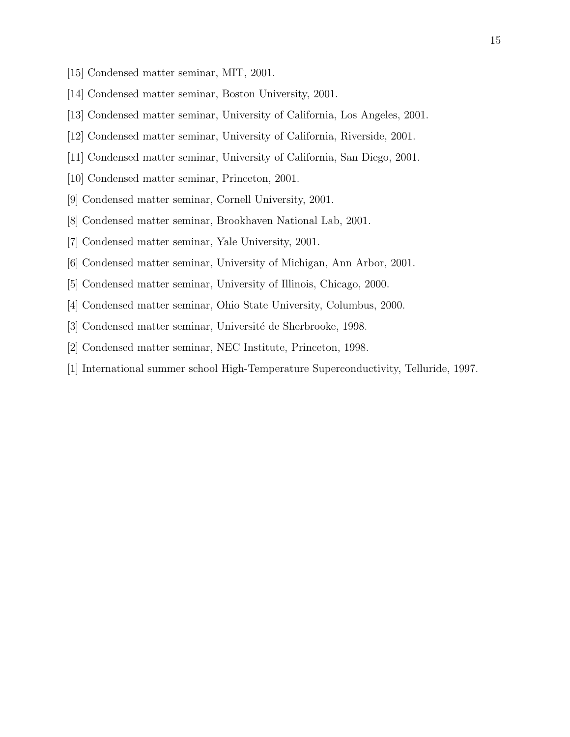[15] Condensed matter seminar, MIT, 2001.

[14] Condensed matter seminar, Boston University, 2001.

[13] Condensed matter seminar, University of California, Los Angeles, 2001.

[12] Condensed matter seminar, University of California, Riverside, 2001.

[11] Condensed matter seminar, University of California, San Diego, 2001.

[10] Condensed matter seminar, Princeton, 2001.

[9] Condensed matter seminar, Cornell University, 2001.

[8] Condensed matter seminar, Brookhaven National Lab, 2001.

[7] Condensed matter seminar, Yale University, 2001.

[6] Condensed matter seminar, University of Michigan, Ann Arbor, 2001.

[5] Condensed matter seminar, University of Illinois, Chicago, 2000.

[4] Condensed matter seminar, Ohio State University, Columbus, 2000.

[3] Condensed matter seminar, Université de Sherbrooke, 1998.

[2] Condensed matter seminar, NEC Institute, Princeton, 1998.

[1] International summer school High-Temperature Superconductivity, Telluride, 1997.